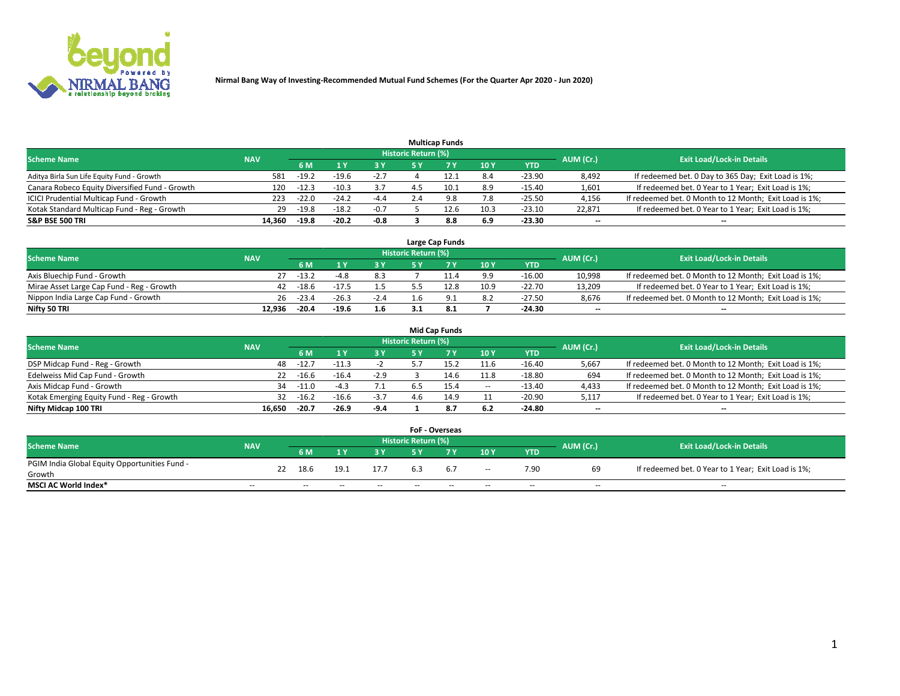**Nirmal Bang Way of Investing-Recommended Mutual Fund Schemes (For the Quarter Apr 2020 - Jun 2020)**

### Multicap Funds

| Scheme Name | NAV | Historic Return (%) | | | | | | | AUM (Cr.) | Exit Load/Lock-in Details |
|---|---|---|---|---|---|---|---|---|---|---|
| | | 6 M | 1 Y | 3 Y | 5 Y | 7 Y | 10 Y | YTD | | |
| Aditya Birla Sun Life Equity Fund - Growth | 581 | -19.2 | -19.6 | -2.7 | 4 | 12.1 | 8.4 | -23.90 | 8,492 | If redeemed bet. 0 Day to 365 Day; Exit Load is 1%; |
| Canara Robeco Equity Diversified Fund - Growth | 120 | -12.3 | -10.3 | 3.7 | 4.5 | 10.1 | 8.9 | -15.40 | 1,601 | If redeemed bet. 0 Year to 1 Year; Exit Load is 1%; |
| ICICI Prudential Multicap Fund - Growth | 223 | -22.0 | -24.2 | -4.4 | 2.4 | 9.8 | 7.8 | -25.50 | 4,156 | If redeemed bet. 0 Month to 12 Month; Exit Load is 1%; |
| Kotak Standard Multicap Fund - Reg - Growth | 29 | -19.8 | -18.2 | -0.7 | 5 | 12.6 | 10.3 | -23.10 | 22,871 | If redeemed bet. 0 Year to 1 Year; Exit Load is 1%; |
| **S&P BSE 500 TRI** | **14,360** | **-19.8** | **-20.2** | **-0.8** | **3** | **8.8** | **6.9** | **-23.30** | **--** | **--** |

### Large Cap Funds

| Scheme Name | NAV | Historic Return (%) | | | | | | | AUM (Cr.) | Exit Load/Lock-in Details |
|---|---|---|---|---|---|---|---|---|---|---|
| | | 6 M | 1 Y | 3 Y | 5 Y | 7 Y | 10 Y | YTD | | |
| Axis Bluechip Fund - Growth | 27 | -13.2 | -4.8 | 8.3 | 7 | 11.4 | 9.9 | -16.00 | 10,998 | If redeemed bet. 0 Month to 12 Month; Exit Load is 1%; |
| Mirae Asset Large Cap Fund - Reg - Growth | 42 | -18.6 | -17.5 | 1.5 | 5.5 | 12.8 | 10.9 | -22.70 | 13,209 | If redeemed bet. 0 Year to 1 Year; Exit Load is 1%; |
| Nippon India Large Cap Fund - Growth | 26 | -23.4 | -26.3 | -2.4 | 1.6 | 9.1 | 8.2 | -27.50 | 8,676 | If redeemed bet. 0 Month to 12 Month; Exit Load is 1%; |
| **Nifty 50 TRI** | **12,936** | **-20.4** | **-19.6** | **1.6** | **3.1** | **8.1** | **7** | **-24.30** | **--** | **--** |

### Mid Cap Funds

| Scheme Name | NAV | Historic Return (%) | | | | | | | AUM (Cr.) | Exit Load/Lock-in Details |
|---|---|---|---|---|---|---|---|---|---|---|
| | | 6 M | 1 Y | 3 Y | 5 Y | 7 Y | 10 Y | YTD | | |
| DSP Midcap Fund - Reg - Growth | 48 | -12.7 | -11.3 | -2 | 5.7 | 15.2 | 11.6 | -16.40 | 5,667 | If redeemed bet. 0 Month to 12 Month; Exit Load is 1%; |
| Edelweiss Mid Cap Fund - Growth | 22 | -16.6 | -16.4 | -2.9 | 3 | 14.6 | 11.8 | -18.80 | 694 | If redeemed bet. 0 Month to 12 Month; Exit Load is 1%; |
| Axis Midcap Fund - Growth | 34 | -11.0 | -4.3 | 7.1 | 6.5 | 15.4 | -- | -13.40 | 4,433 | If redeemed bet. 0 Month to 12 Month; Exit Load is 1%; |
| Kotak Emerging Equity Fund - Reg - Growth | 32 | -16.2 | -16.6 | -3.7 | 4.6 | 14.9 | 11 | -20.90 | 5,117 | If redeemed bet. 0 Year to 1 Year; Exit Load is 1%; |
| **Nifty Midcap 100 TRI** | **16,650** | **-20.7** | **-26.9** | **-9.4** | **1** | **8.7** | **6.2** | **-24.80** | **--** | **--** |

### FoF - Overseas

| Scheme Name | NAV | Historic Return (%) | | | | | | | AUM (Cr.) | Exit Load/Lock-in Details |
|---|---|---|---|---|---|---|---|---|---|---|
| | | 6 M | 1 Y | 3 Y | 5 Y | 7 Y | 10 Y | YTD | | |
| PGIM India Global Equity Opportunities Fund - Growth | 22 | 18.6 | 19.1 | 17.7 | 6.3 | 6.7 | -- | 7.90 | 69 | If redeemed bet. 0 Year to 1 Year; Exit Load is 1%; |
| **MSCI AC World Index*** | -- | -- | -- | -- | -- | -- | -- | -- | -- | -- |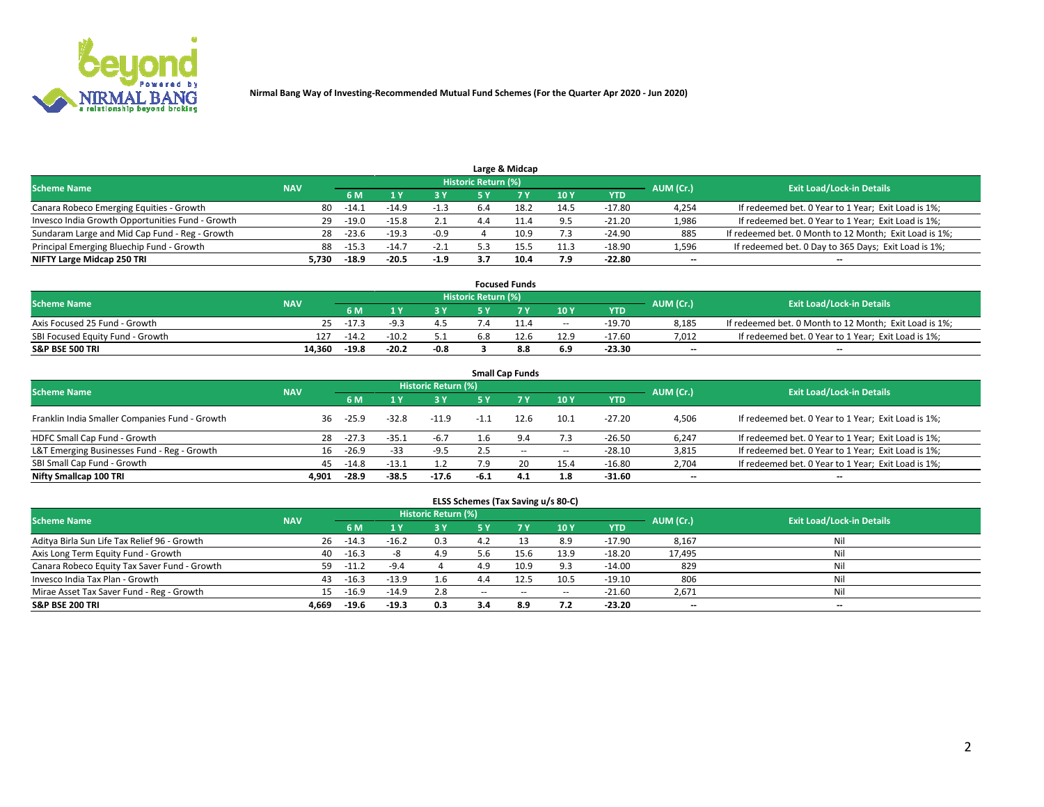Nirmal Bang Way of Investing-Recommended Mutual Fund Schemes (For the Quarter Apr 2020 - Jun 2020)

### Large & Midcap

| Scheme Name | NAV | Historic Return (%) | | | | | | | AUM (Cr.) | Exit Load/Lock-in Details |
|---|---|---|---|---|---|---|---|---|---|---|
| | | 6 M | 1 Y | 3 Y | 5 Y | 7 Y | 10 Y | YTD | | |
| Canara Robeco Emerging Equities - Growth | 80 | -14.1 | -14.9 | -1.3 | 6.4 | 18.2 | 14.5 | -17.80 | 4,254 | If redeemed bet. 0 Year to 1 Year; Exit Load is 1%; |
| Invesco India Growth Opportunities Fund - Growth | 29 | -19.0 | -15.8 | 2.1 | 4.4 | 11.4 | 9.5 | -21.20 | 1,986 | If redeemed bet. 0 Year to 1 Year; Exit Load is 1%; |
| Sundaram Large and Mid Cap Fund - Reg - Growth | 28 | -23.6 | -19.3 | -0.9 | 4 | 10.9 | 7.3 | -24.90 | 885 | If redeemed bet. 0 Month to 12 Month; Exit Load is 1%; |
| Principal Emerging Bluechip Fund - Growth | 88 | -15.3 | -14.7 | -2.1 | 5.3 | 15.5 | 11.3 | -18.90 | 1,596 | If redeemed bet. 0 Day to 365 Days; Exit Load is 1%; |
| **NIFTY Large Midcap 250 TRI** | **5,730** | **-18.9** | **-20.5** | **-1.9** | **3.7** | **10.4** | **7.9** | **-22.80** | **--** | **--** |

### Focused Funds

| Scheme Name | NAV | Historic Return (%) | | | | | | | AUM (Cr.) | Exit Load/Lock-in Details |
|---|---|---|---|---|---|---|---|---|---|---|
| | | 6 M | 1 Y | 3 Y | 5 Y | 7 Y | 10 Y | YTD | | |
| Axis Focused 25 Fund - Growth | 25 | -17.3 | -9.3 | 4.5 | 7.4 | 11.4 | -- | -19.70 | 8,185 | If redeemed bet. 0 Month to 12 Month; Exit Load is 1%; |
| SBI Focused Equity Fund - Growth | 127 | -14.2 | -10.2 | 5.1 | 6.8 | 12.6 | 12.9 | -17.60 | 7,012 | If redeemed bet. 0 Year to 1 Year; Exit Load is 1%; |
| **S&P BSE 500 TRI** | **14,360** | **-19.8** | **-20.2** | **-0.8** | **3** | **8.8** | **6.9** | **-23.30** | **--** | **--** |

### Small Cap Funds

| Scheme Name | NAV | Historic Return (%) | | | | | | | AUM (Cr.) | Exit Load/Lock-in Details |
|---|---|---|---|---|---|---|---|---|---|---|
| | | 6 M | 1 Y | 3 Y | 5 Y | 7 Y | 10 Y | YTD | | |
| Franklin India Smaller Companies Fund - Growth | 36 | -25.9 | -32.8 | -11.9 | -1.1 | 12.6 | 10.1 | -27.20 | 4,506 | If redeemed bet. 0 Year to 1 Year; Exit Load is 1%; |
| HDFC Small Cap Fund - Growth | 28 | -27.3 | -35.1 | -6.7 | 1.6 | 9.4 | 7.3 | -26.50 | 6,247 | If redeemed bet. 0 Year to 1 Year; Exit Load is 1%; |
| L&T Emerging Businesses Fund - Reg - Growth | 16 | -26.9 | -33 | -9.5 | 2.5 | -- | -- | -28.10 | 3,815 | If redeemed bet. 0 Year to 1 Year; Exit Load is 1%; |
| SBI Small Cap Fund - Growth | 45 | -14.8 | -13.1 | 1.2 | 7.9 | 20 | 15.4 | -16.80 | 2,704 | If redeemed bet. 0 Year to 1 Year; Exit Load is 1%; |
| **Nifty Smallcap 100 TRI** | **4,901** | **-28.9** | **-38.5** | **-17.6** | **-6.1** | **4.1** | **1.8** | **-31.60** | **--** | **--** |

### ELSS Schemes (Tax Saving u/s 80-C)

| Scheme Name | NAV | Historic Return (%) | | | | | | | AUM (Cr.) | Exit Load/Lock-in Details |
|---|---|---|---|---|---|---|---|---|---|---|
| | | 6 M | 1 Y | 3 Y | 5 Y | 7 Y | 10 Y | YTD | | |
| Aditya Birla Sun Life Tax Relief 96 - Growth | 26 | -14.3 | -16.2 | 0.3 | 4.2 | 13 | 8.9 | -17.90 | 8,167 | Nil |
| Axis Long Term Equity Fund - Growth | 40 | -16.3 | -8 | 4.9 | 5.6 | 15.6 | 13.9 | -18.20 | 17,495 | Nil |
| Canara Robeco Equity Tax Saver Fund - Growth | 59 | -11.2 | -9.4 | 4 | 4.9 | 10.9 | 9.3 | -14.00 | 829 | Nil |
| Invesco India Tax Plan - Growth | 43 | -16.3 | -13.9 | 1.6 | 4.4 | 12.5 | 10.5 | -19.10 | 806 | Nil |
| Mirae Asset Tax Saver Fund - Reg - Growth | 15 | -16.9 | -14.9 | 2.8 | -- | -- | -- | -21.60 | 2,671 | Nil |
| **S&P BSE 200 TRI** | **4,669** | **-19.6** | **-19.3** | **0.3** | **3.4** | **8.9** | **7.2** | **-23.20** | **--** | **--** |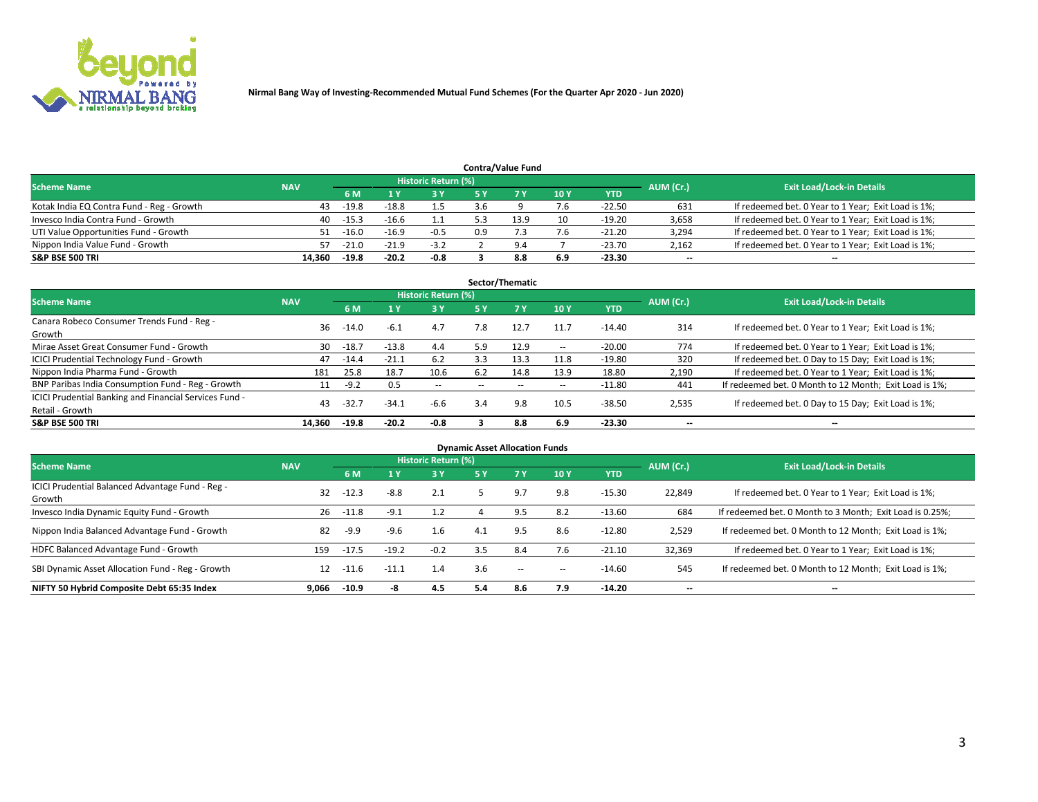Nirmal Bang Way of Investing-Recommended Mutual Fund Schemes (For the Quarter Apr 2020 - Jun 2020)

## Contra/Value Fund

| Scheme Name | NAV | Historic Return (%) | | | | | | | AUM (Cr.) | Exit Load/Lock-in Details |
|---|---|---|---|---|---|---|---|---|---|---|
| | | 6 M | 1 Y | 3 Y | 5 Y | 7 Y | 10 Y | YTD | | |
| Kotak India EQ Contra Fund - Reg - Growth | 43 | -19.8 | -18.8 | 1.5 | 3.6 | 9 | 7.6 | -22.50 | 631 | If redeemed bet. 0 Year to 1 Year; Exit Load is 1%; |
| Invesco India Contra Fund - Growth | 40 | -15.3 | -16.6 | 1.1 | 5.3 | 13.9 | 10 | -19.20 | 3,658 | If redeemed bet. 0 Year to 1 Year; Exit Load is 1%; |
| UTI Value Opportunities Fund - Growth | 51 | -16.0 | -16.9 | -0.5 | 0.9 | 7.3 | 7.6 | -21.20 | 3,294 | If redeemed bet. 0 Year to 1 Year; Exit Load is 1%; |
| Nippon India Value Fund - Growth | 57 | -21.0 | -21.9 | -3.2 | 2 | 9.4 | 7 | -23.70 | 2,162 | If redeemed bet. 0 Year to 1 Year; Exit Load is 1%; |
| **S&P BSE 500 TRI** | **14,360** | **-19.8** | **-20.2** | **-0.8** | **3** | **8.8** | **6.9** | **-23.30** | **--** | **--** |

## Sector/Thematic

| Scheme Name | NAV | Historic Return (%) | | | | | | | AUM (Cr.) | Exit Load/Lock-in Details |
|---|---|---|---|---|---|---|---|---|---|---|
| | | 6 M | 1 Y | 3 Y | 5 Y | 7 Y | 10 Y | YTD | | |
| Canara Robeco Consumer Trends Fund - Reg - Growth | 36 | -14.0 | -6.1 | 4.7 | 7.8 | 12.7 | 11.7 | -14.40 | 314 | If redeemed bet. 0 Year to 1 Year; Exit Load is 1%; |
| Mirae Asset Great Consumer Fund - Growth | 30 | -18.7 | -13.8 | 4.4 | 5.9 | 12.9 | -- | -20.00 | 774 | If redeemed bet. 0 Year to 1 Year; Exit Load is 1%; |
| ICICI Prudential Technology Fund - Growth | 47 | -14.4 | -21.1 | 6.2 | 3.3 | 13.3 | 11.8 | -19.80 | 320 | If redeemed bet. 0 Day to 15 Day; Exit Load is 1%; |
| Nippon India Pharma Fund - Growth | 181 | 25.8 | 18.7 | 10.6 | 6.2 | 14.8 | 13.9 | 18.80 | 2,190 | If redeemed bet. 0 Year to 1 Year; Exit Load is 1%; |
| BNP Paribas India Consumption Fund - Reg - Growth | 11 | -9.2 | 0.5 | -- | -- | -- | -- | -11.80 | 441 | If redeemed bet. 0 Month to 12 Month; Exit Load is 1%; |
| ICICI Prudential Banking and Financial Services Fund - Retail - Growth | 43 | -32.7 | -34.1 | -6.6 | 3.4 | 9.8 | 10.5 | -38.50 | 2,535 | If redeemed bet. 0 Day to 15 Day; Exit Load is 1%; |
| **S&P BSE 500 TRI** | **14,360** | **-19.8** | **-20.2** | **-0.8** | **3** | **8.8** | **6.9** | **-23.30** | **--** | **--** |

## Dynamic Asset Allocation Funds

| Scheme Name | NAV | Historic Return (%) | | | | | | | AUM (Cr.) | Exit Load/Lock-in Details |
|---|---|---|---|---|---|---|---|---|---|---|
| | | 6 M | 1 Y | 3 Y | 5 Y | 7 Y | 10 Y | YTD | | |
| ICICI Prudential Balanced Advantage Fund - Reg - Growth | 32 | -12.3 | -8.8 | 2.1 | 5 | 9.7 | 9.8 | -15.30 | 22,849 | If redeemed bet. 0 Year to 1 Year; Exit Load is 1%; |
| Invesco India Dynamic Equity Fund - Growth | 26 | -11.8 | -9.1 | 1.2 | 4 | 9.5 | 8.2 | -13.60 | 684 | If redeemed bet. 0 Month to 3 Month; Exit Load is 0.25%; |
| Nippon India Balanced Advantage Fund - Growth | 82 | -9.9 | -9.6 | 1.6 | 4.1 | 9.5 | 8.6 | -12.80 | 2,529 | If redeemed bet. 0 Month to 12 Month; Exit Load is 1%; |
| HDFC Balanced Advantage Fund - Growth | 159 | -17.5 | -19.2 | -0.2 | 3.5 | 8.4 | 7.6 | -21.10 | 32,369 | If redeemed bet. 0 Year to 1 Year; Exit Load is 1%; |
| SBI Dynamic Asset Allocation Fund - Reg - Growth | 12 | -11.6 | -11.1 | 1.4 | 3.6 | -- | -- | -14.60 | 545 | If redeemed bet. 0 Month to 12 Month; Exit Load is 1%; |
| **NIFTY 50 Hybrid Composite Debt 65:35 Index** | **9,066** | **-10.9** | **-8** | **4.5** | **5.4** | **8.6** | **7.9** | **-14.20** | **--** | **--** |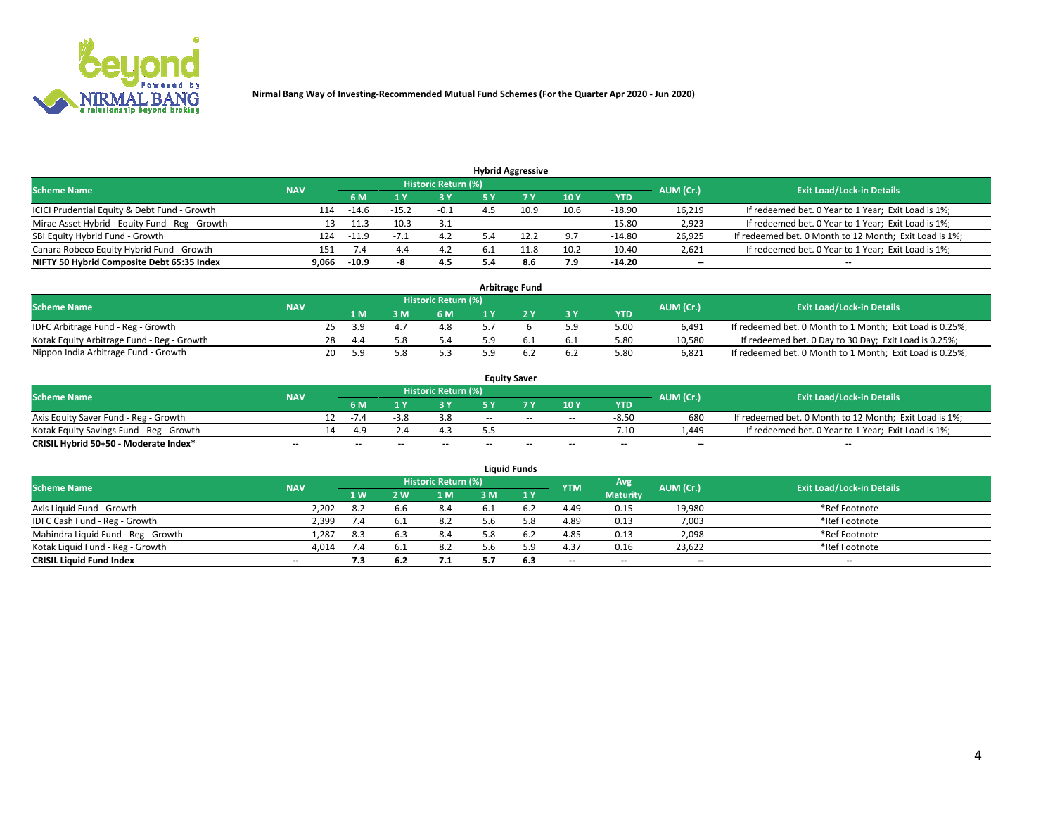Nirmal Bang Way of Investing-Recommended Mutual Fund Schemes (For the Quarter Apr 2020 - Jun 2020)

### Hybrid Aggressive

| Scheme Name | NAV | Historic Return (%) | | | | | | | AUM (Cr.) | Exit Load/Lock-in Details |
|---|---|---|---|---|---|---|---|---|---|---|
| | | 6 M | 1 Y | 3 Y | 5 Y | 7 Y | 10 Y | YTD | | |
| ICICI Prudential Equity & Debt Fund - Growth | 114 | -14.6 | -15.2 | -0.1 | 4.5 | 10.9 | 10.6 | -18.90 | 16,219 | If redeemed bet. 0 Year to 1 Year; Exit Load is 1%; |
| Mirae Asset Hybrid - Equity Fund - Reg - Growth | 13 | -11.3 | -10.3 | 3.1 | -- | -- | -- | -15.80 | 2,923 | If redeemed bet. 0 Year to 1 Year; Exit Load is 1%; |
| SBI Equity Hybrid Fund - Growth | 124 | -11.9 | -7.1 | 4.2 | 5.4 | 12.2 | 9.7 | -14.80 | 26,925 | If redeemed bet. 0 Month to 12 Month; Exit Load is 1%; |
| Canara Robeco Equity Hybrid Fund - Growth | 151 | -7.4 | -4.4 | 4.2 | 6.1 | 11.8 | 10.2 | -10.40 | 2,621 | If redeemed bet. 0 Year to 1 Year; Exit Load is 1%; |
| **NIFTY 50 Hybrid Composite Debt 65:35 Index** | **9,066** | **-10.9** | **-8** | **4.5** | **5.4** | **8.6** | **7.9** | **-14.20** | **--** | **--** |

### Arbitrage Fund

| Scheme Name | NAV | Historic Return (%) | | | | | | | AUM (Cr.) | Exit Load/Lock-in Details |
|---|---|---|---|---|---|---|---|---|---|---|
| | | 1 M | 3 M | 6 M | 1 Y | 2 Y | 3 Y | YTD | | |
| IDFC Arbitrage Fund - Reg - Growth | 25 | 3.9 | 4.7 | 4.8 | 5.7 | 6 | 5.9 | 5.00 | 6,491 | If redeemed bet. 0 Month to 1 Month; Exit Load is 0.25%; |
| Kotak Equity Arbitrage Fund - Reg - Growth | 28 | 4.4 | 5.8 | 5.4 | 5.9 | 6.1 | 6.1 | 5.80 | 10,580 | If redeemed bet. 0 Day to 30 Day; Exit Load is 0.25%; |
| Nippon India Arbitrage Fund - Growth | 20 | 5.9 | 5.8 | 5.3 | 5.9 | 6.2 | 6.2 | 5.80 | 6,821 | If redeemed bet. 0 Month to 1 Month; Exit Load is 0.25%; |

### Equity Saver

| Scheme Name | NAV | Historic Return (%) | | | | | | | AUM (Cr.) | Exit Load/Lock-in Details |
|---|---|---|---|---|---|---|---|---|---|---|
| | | 6 M | 1 Y | 3 Y | 5 Y | 7 Y | 10 Y | YTD | | |
| Axis Equity Saver Fund - Reg - Growth | 12 | -7.4 | -3.8 | 3.8 | -- | -- | -- | -8.50 | 680 | If redeemed bet. 0 Month to 12 Month; Exit Load is 1%; |
| Kotak Equity Savings Fund - Reg - Growth | 14 | -4.9 | -2.4 | 4.3 | 5.5 | -- | -- | -7.10 | 1,449 | If redeemed bet. 0 Year to 1 Year; Exit Load is 1%; |
| **CRISIL Hybrid 50+50 - Moderate Index*** | **--** | **--** | **--** | **--** | **--** | **--** | **--** | **--** | **--** | **--** |

### Liquid Funds

| Scheme Name | NAV | Historic Return (%) | | | | | YTM | Avg Maturity | AUM (Cr.) | Exit Load/Lock-in Details |
|---|---|---|---|---|---|---|---|---|---|---|
| | | 1 W | 2 W | 1 M | 3 M | 1 Y | | | | |
| Axis Liquid Fund - Growth | 2,202 | 8.2 | 6.6 | 8.4 | 6.1 | 6.2 | 4.49 | 0.15 | 19,980 | *Ref Footnote |
| IDFC Cash Fund - Reg - Growth | 2,399 | 7.4 | 6.1 | 8.2 | 5.6 | 5.8 | 4.89 | 0.13 | 7,003 | *Ref Footnote |
| Mahindra Liquid Fund - Reg - Growth | 1,287 | 8.3 | 6.3 | 8.4 | 5.8 | 6.2 | 4.85 | 0.13 | 2,098 | *Ref Footnote |
| Kotak Liquid Fund - Reg - Growth | 4,014 | 7.4 | 6.1 | 8.2 | 5.6 | 5.9 | 4.37 | 0.16 | 23,622 | *Ref Footnote |
| **CRISIL Liquid Fund Index** | **--** | **7.3** | **6.2** | **7.1** | **5.7** | **6.3** | **--** | **--** | **--** | **--** |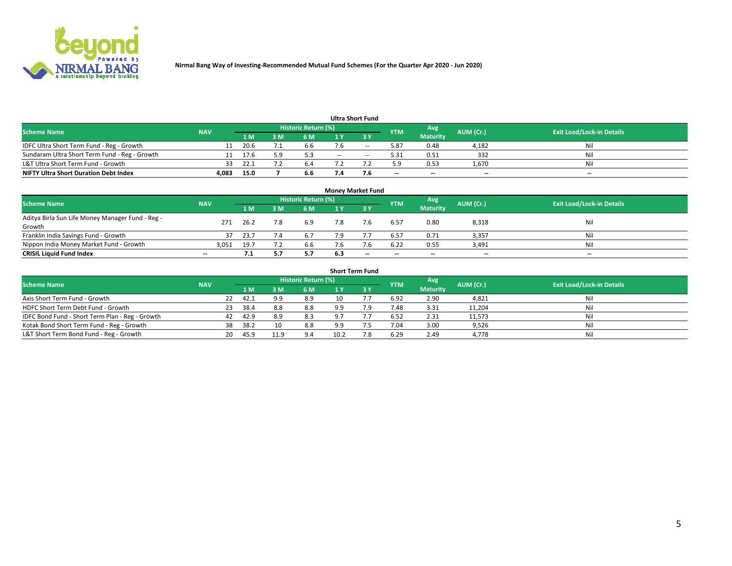Nirmal Bang Way of Investing-Recommended Mutual Fund Schemes (For the Quarter Apr 2020 - Jun 2020)

### Ultra Short Fund

| Scheme Name | NAV | Historic Return (%) | | | | | YTM | Avg Maturity | AUM (Cr.) | Exit Load/Lock-in Details |
|---|---|---|---|---|---|---|---|---|---|---|
| | | 1 M | 3 M | 6 M | 1 Y | 3 Y | | | | |
| IDFC Ultra Short Term Fund - Reg - Growth | 11 | 20.6 | 7.1 | 6.6 | 7.6 | -- | 5.87 | 0.48 | 4,182 | Nil |
| Sundaram Ultra Short Term Fund - Reg - Growth | 11 | 17.6 | 5.9 | 5.3 | -- | -- | 5.31 | 0.51 | 332 | Nil |
| L&T Ultra Short Term Fund - Growth | 33 | 22.1 | 7.2 | 6.4 | 7.2 | 7.2 | 5.9 | 0.53 | 1,670 | Nil |
| **NIFTY Ultra Short Duration Debt Index** | **4,083** | **15.0** | **7** | **6.6** | **7.4** | **7.6** | **--** | **--** | **--** | **--** |

### Money Market Fund

| Scheme Name | NAV | Historic Return (%) | | | | | YTM | Avg Maturity | AUM (Cr.) | Exit Load/Lock-in Details |
|---|---|---|---|---|---|---|---|---|---|---|
| | | 1 M | 3 M | 6 M | 1 Y | 3 Y | | | | |
| Aditya Birla Sun Life Money Manager Fund - Reg - Growth | 271 | 26.2 | 7.8 | 6.9 | 7.8 | 7.6 | 6.57 | 0.80 | 8,318 | Nil |
| Franklin India Savings Fund - Growth | 37 | 23.7 | 7.4 | 6.7 | 7.9 | 7.7 | 6.57 | 0.71 | 3,357 | Nil |
| Nippon India Money Market Fund - Growth | 3,051 | 19.7 | 7.2 | 6.6 | 7.6 | 7.6 | 6.22 | 0.55 | 3,491 | Nil |
| **CRISIL Liquid Fund Index** | **--** | **7.1** | **5.7** | **5.7** | **6.3** | **--** | **--** | **--** | **--** | **--** |

### Short Term Fund

| Scheme Name | NAV | Historic Return (%) | | | | | YTM | Avg Maturity | AUM (Cr.) | Exit Load/Lock-in Details |
|---|---|---|---|---|---|---|---|---|---|---|
| | | 1 M | 3 M | 6 M | 1 Y | 3 Y | | | | |
| Axis Short Term Fund - Growth | 22 | 42.1 | 9.9 | 8.9 | 10 | 7.7 | 6.92 | 2.90 | 4,821 | Nil |
| HDFC Short Term Debt Fund - Growth | 23 | 38.4 | 8.8 | 8.8 | 9.9 | 7.9 | 7.48 | 3.31 | 11,204 | Nil |
| IDFC Bond Fund - Short Term Plan - Reg - Growth | 42 | 42.9 | 8.9 | 8.3 | 9.7 | 7.7 | 6.52 | 2.31 | 11,573 | Nil |
| Kotak Bond Short Term Fund - Reg - Growth | 38 | 38.2 | 10 | 8.8 | 9.9 | 7.5 | 7.04 | 3.00 | 9,526 | Nil |
| L&T Short Term Bond Fund - Reg - Growth | 20 | 45.9 | 11.9 | 9.4 | 10.2 | 7.8 | 6.29 | 2.49 | 4,778 | Nil |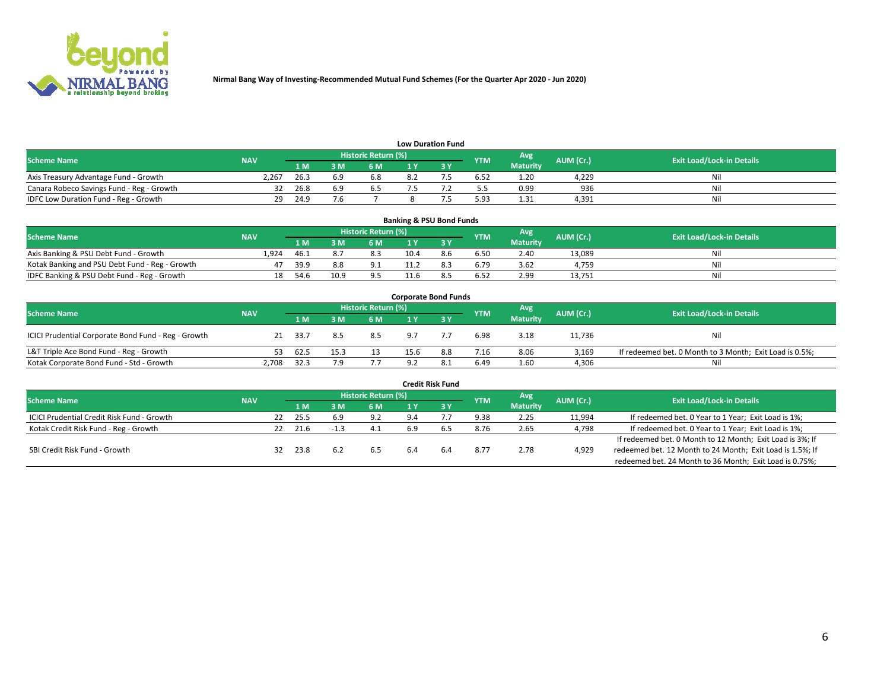**Nirmal Bang Way of Investing-Recommended Mutual Fund Schemes (For the Quarter Apr 2020 - Jun 2020)**

### Low Duration Fund

| Scheme Name | NAV | Historic Return (%) | | | | | YTM | Avg Maturity | AUM (Cr.) | Exit Load/Lock-in Details |
|---|---|---|---|---|---|---|---|---|---|---|
| | | 1 M | 3 M | 6 M | 1 Y | 3 Y | | | | |
| Axis Treasury Advantage Fund - Growth | 2,267 | 26.3 | 6.9 | 6.8 | 8.2 | 7.5 | 6.52 | 1.20 | 4,229 | Nil |
| Canara Robeco Savings Fund - Reg - Growth | 32 | 26.8 | 6.9 | 6.5 | 7.5 | 7.2 | 5.5 | 0.99 | 936 | Nil |
| IDFC Low Duration Fund - Reg - Growth | 29 | 24.9 | 7.6 | 7 | 8 | 7.5 | 5.93 | 1.31 | 4,391 | Nil |

### Banking & PSU Bond Funds

| Scheme Name | NAV | Historic Return (%) | | | | | YTM | Avg Maturity | AUM (Cr.) | Exit Load/Lock-in Details |
|---|---|---|---|---|---|---|---|---|---|---|
| | | 1 M | 3 M | 6 M | 1 Y | 3 Y | | | | |
| Axis Banking & PSU Debt Fund - Growth | 1,924 | 46.1 | 8.7 | 8.3 | 10.4 | 8.6 | 6.50 | 2.40 | 13,089 | Nil |
| Kotak Banking and PSU Debt Fund - Reg - Growth | 47 | 39.9 | 8.8 | 9.1 | 11.2 | 8.3 | 6.79 | 3.62 | 4,759 | Nil |
| IDFC Banking & PSU Debt Fund - Reg - Growth | 18 | 54.6 | 10.9 | 9.5 | 11.6 | 8.5 | 6.52 | 2.99 | 13,751 | Nil |

### Corporate Bond Funds

| Scheme Name | NAV | Historic Return (%) | | | | | YTM | Avg Maturity | AUM (Cr.) | Exit Load/Lock-in Details |
|---|---|---|---|---|---|---|---|---|---|---|
| | | 1 M | 3 M | 6 M | 1 Y | 3 Y | | | | |
| ICICI Prudential Corporate Bond Fund - Reg - Growth | 21 | 33.7 | 8.5 | 8.5 | 9.7 | 7.7 | 6.98 | 3.18 | 11,736 | Nil |
| L&T Triple Ace Bond Fund - Reg - Growth | 53 | 62.5 | 15.3 | 13 | 15.6 | 8.8 | 7.16 | 8.06 | 3,169 | If redeemed bet. 0 Month to 3 Month; Exit Load is 0.5%; |
| Kotak Corporate Bond Fund - Std - Growth | 2,708 | 32.3 | 7.9 | 7.7 | 9.2 | 8.1 | 6.49 | 1.60 | 4,306 | Nil |

### Credit Risk Fund

| Scheme Name | NAV | Historic Return (%) | | | | | YTM | Avg Maturity | AUM (Cr.) | Exit Load/Lock-in Details |
|---|---|---|---|---|---|---|---|---|---|---|
| | | 1 M | 3 M | 6 M | 1 Y | 3 Y | | | | |
| ICICI Prudential Credit Risk Fund - Growth | 22 | 25.5 | 6.9 | 9.2 | 9.4 | 7.7 | 9.38 | 2.25 | 11,994 | If redeemed bet. 0 Year to 1 Year; Exit Load is 1%; |
| Kotak Credit Risk Fund - Reg - Growth | 22 | 21.6 | -1.3 | 4.1 | 6.9 | 6.5 | 8.76 | 2.65 | 4,798 | If redeemed bet. 0 Year to 1 Year; Exit Load is 1%; |
| SBI Credit Risk Fund - Growth | 32 | 23.8 | 6.2 | 6.5 | 6.4 | 6.4 | 8.77 | 2.78 | 4,929 | If redeemed bet. 0 Month to 12 Month; Exit Load is 3%; If redeemed bet. 12 Month to 24 Month; Exit Load is 1.5%; If redeemed bet. 24 Month to 36 Month; Exit Load is 0.75%; |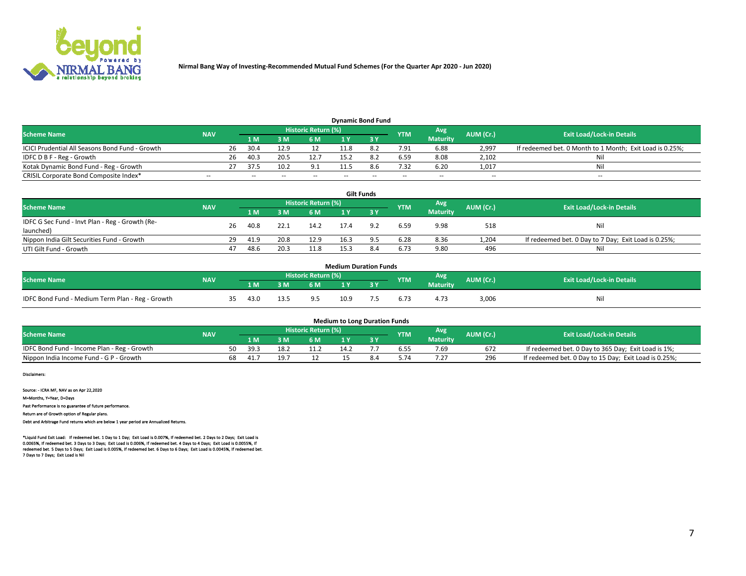Nirmal Bang Way of Investing-Recommended Mutual Fund Schemes (For the Quarter Apr 2020 - Jun 2020)

### Dynamic Bond Fund

| Scheme Name | NAV | Historic Return (%) | | | | | YTM | Avg Maturity | AUM (Cr.) | Exit Load/Lock-in Details |
|---|---|---|---|---|---|---|---|---|---|---|
| | | 1 M | 3 M | 6 M | 1 Y | 3 Y | | | | |
| ICICI Prudential All Seasons Bond Fund - Growth | 26 | 30.4 | 12.9 | 12 | 11.8 | 8.2 | 7.91 | 6.88 | 2,997 | If redeemed bet. 0 Month to 1 Month; Exit Load is 0.25%; |
| IDFC D B F - Reg - Growth | 26 | 40.3 | 20.5 | 12.7 | 15.2 | 8.2 | 6.59 | 8.08 | 2,102 | Nil |
| Kotak Dynamic Bond Fund - Reg - Growth | 27 | 37.5 | 10.2 | 9.1 | 11.5 | 8.6 | 7.32 | 6.20 | 1,017 | Nil |
| CRISIL Corporate Bond Composite Index* | -- | -- | -- | -- | -- | -- | -- | -- | -- | -- |

### Gilt Funds

| Scheme Name | NAV | Historic Return (%) | | | | | YTM | Avg Maturity | AUM (Cr.) | Exit Load/Lock-in Details |
|---|---|---|---|---|---|---|---|---|---|---|
| | | 1 M | 3 M | 6 M | 1 Y | 3 Y | | | | |
| IDFC G Sec Fund - Invt Plan - Reg - Growth (Re-launched) | 26 | 40.8 | 22.1 | 14.2 | 17.4 | 9.2 | 6.59 | 9.98 | 518 | Nil |
| Nippon India Gilt Securities Fund - Growth | 29 | 41.9 | 20.8 | 12.9 | 16.3 | 9.5 | 6.28 | 8.36 | 1,204 | If redeemed bet. 0 Day to 7 Day; Exit Load is 0.25%; |
| UTI Gilt Fund - Growth | 47 | 48.6 | 20.3 | 11.8 | 15.3 | 8.4 | 6.73 | 9.80 | 496 | Nil |

### Medium Duration Funds

| Scheme Name | NAV | Historic Return (%) | | | | | YTM | Avg Maturity | AUM (Cr.) | Exit Load/Lock-in Details |
|---|---|---|---|---|---|---|---|---|---|---|
| | | 1 M | 3 M | 6 M | 1 Y | 3 Y | | | | |
| IDFC Bond Fund - Medium Term Plan - Reg - Growth | 35 | 43.0 | 13.5 | 9.5 | 10.9 | 7.5 | 6.73 | 4.73 | 3,006 | Nil |

### Medium to Long Duration Funds

| Scheme Name | NAV | Historic Return (%) | | | | | YTM | Avg Maturity | AUM (Cr.) | Exit Load/Lock-in Details |
|---|---|---|---|---|---|---|---|---|---|---|
| | | 1 M | 3 M | 6 M | 1 Y | 3 Y | | | | |
| IDFC Bond Fund - Income Plan - Reg - Growth | 50 | 39.3 | 18.2 | 11.2 | 14.2 | 7.7 | 6.55 | 7.69 | 672 | If redeemed bet. 0 Day to 365 Day; Exit Load is 1%; |
| Nippon India Income Fund - G P - Growth | 68 | 41.7 | 19.7 | 12 | 15 | 8.4 | 5.74 | 7.27 | 296 | If redeemed bet. 0 Day to 15 Day; Exit Load is 0.25%; |

Disclaimers:

Source: - ICRA MF, NAV as on Apr 22,2020

M=Months, Y=Year, D=Days

Past Performance is no guarantee of future performance.

Return are of Growth option of Regular plans.

Debt and Arbitrage Fund returns which are below 1 year period are Annualized Returns.

*Liquid Fund Exit Load: If redeemed bet. 1 Day to 1 Day; Exit Load is 0.007%, If redeemed bet. 2 Days to 2 Days; Exit Load is 0.0065%, If redeemed bet. 3 Days to 3 Days; Exit Load is 0.006%, If redeemed bet. 4 Days to 4 Days; Exit Load is 0.0055%, If redeemed bet. 5 Days to 5 Days; Exit Load is 0.005%, If redeemed bet. 6 Days to 6 Days; Exit Load is 0.0045%, If redeemed bet. 7 Days to 7 Days; Exit Load is Nil